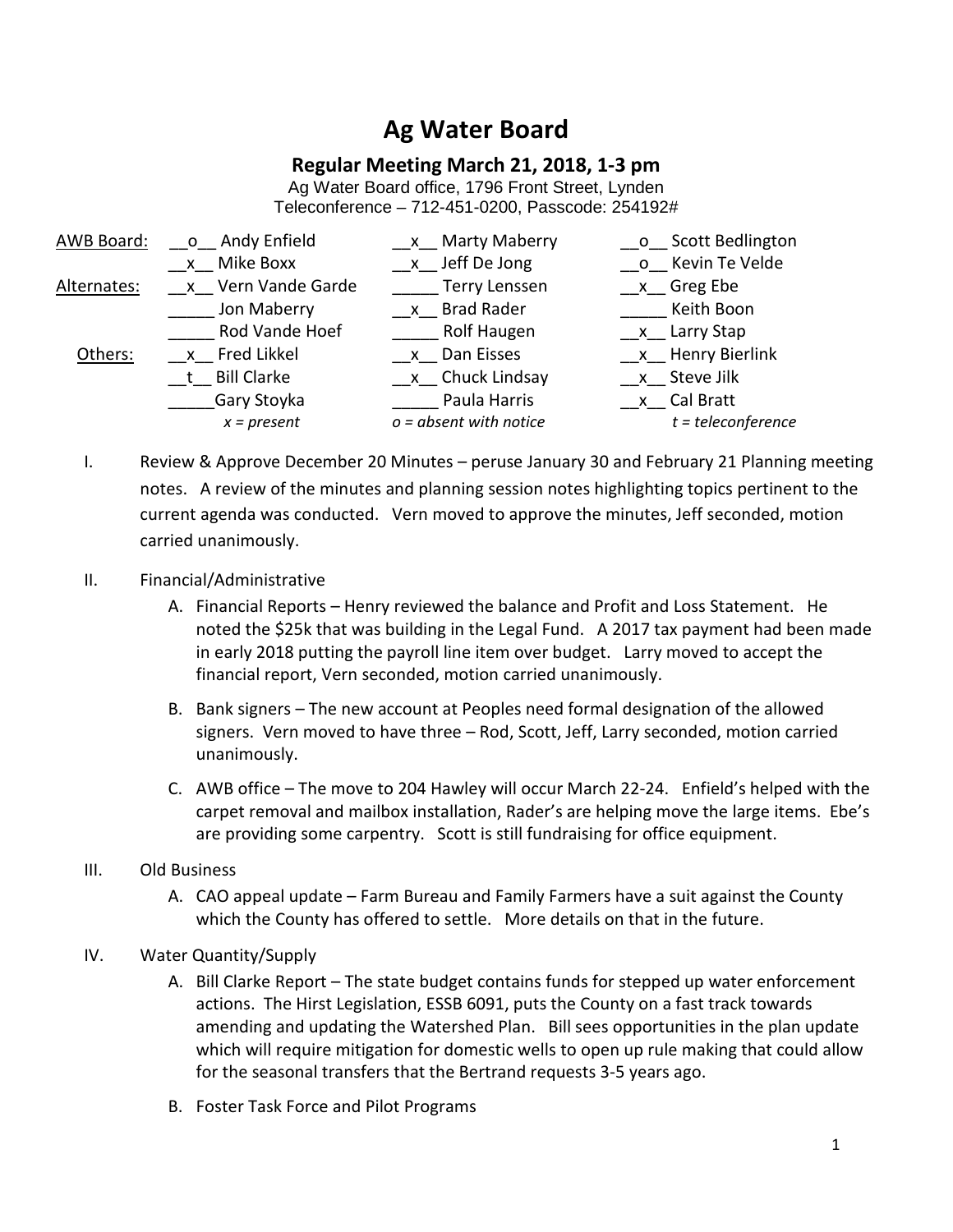# Ag Water Board

## Regular Meeting March 21, 2018, 1-3 pm

Ag Water Board office, 1796 Front Street, Lynden
Teleconference – 712-451-0200, Passcode: 254192#

| | | | |
|---|---|---|---|
| AWB Board: | __o__ Andy Enfield | __x__ Marty Maberry | __o__ Scott Bedlington |
| | __x__ Mike Boxx | __x__ Jeff De Jong | __o__ Kevin Te Velde |
| Alternates: | __x__ Vern Vande Garde | _____ Terry Lenssen | __x__ Greg Ebe |
| | _____ Jon Maberry | __x__ Brad Rader | _____ Keith Boon |
| | _____ Rod Vande Hoef | _____ Rolf Haugen | __x__ Larry Stap |
| Others: | __x__ Fred Likkel | __x__ Dan Eisses | __x__ Henry Bierlink |
| | __t__ Bill Clarke | __x__ Chuck Lindsay | __x__ Steve Jilk |
| | _____Gary Stoyka | _____ Paula Harris | __x__ Cal Bratt |
| | *x = present* | *o = absent with notice* | *t = teleconference* |

I. Review & Approve December 20 Minutes – peruse January 30 and February 21 Planning meeting notes. A review of the minutes and planning session notes highlighting topics pertinent to the current agenda was conducted. Vern moved to approve the minutes, Jeff seconded, motion carried unanimously.

II. Financial/Administrative

   A. Financial Reports – Henry reviewed the balance and Profit and Loss Statement. He noted the $25k that was building in the Legal Fund. A 2017 tax payment had been made in early 2018 putting the payroll line item over budget. Larry moved to accept the financial report, Vern seconded, motion carried unanimously.

   B. Bank signers – The new account at Peoples need formal designation of the allowed signers. Vern moved to have three – Rod, Scott, Jeff, Larry seconded, motion carried unanimously.

   C. AWB office – The move to 204 Hawley will occur March 22-24. Enfield's helped with the carpet removal and mailbox installation, Rader's are helping move the large items. Ebe's are providing some carpentry. Scott is still fundraising for office equipment.

III. Old Business

   A. CAO appeal update – Farm Bureau and Family Farmers have a suit against the County which the County has offered to settle. More details on that in the future.

IV. Water Quantity/Supply

   A. Bill Clarke Report – The state budget contains funds for stepped up water enforcement actions. The Hirst Legislation, ESSB 6091, puts the County on a fast track towards amending and updating the Watershed Plan. Bill sees opportunities in the plan update which will require mitigation for domestic wells to open up rule making that could allow for the seasonal transfers that the Bertrand requests 3-5 years ago.

   B. Foster Task Force and Pilot Programs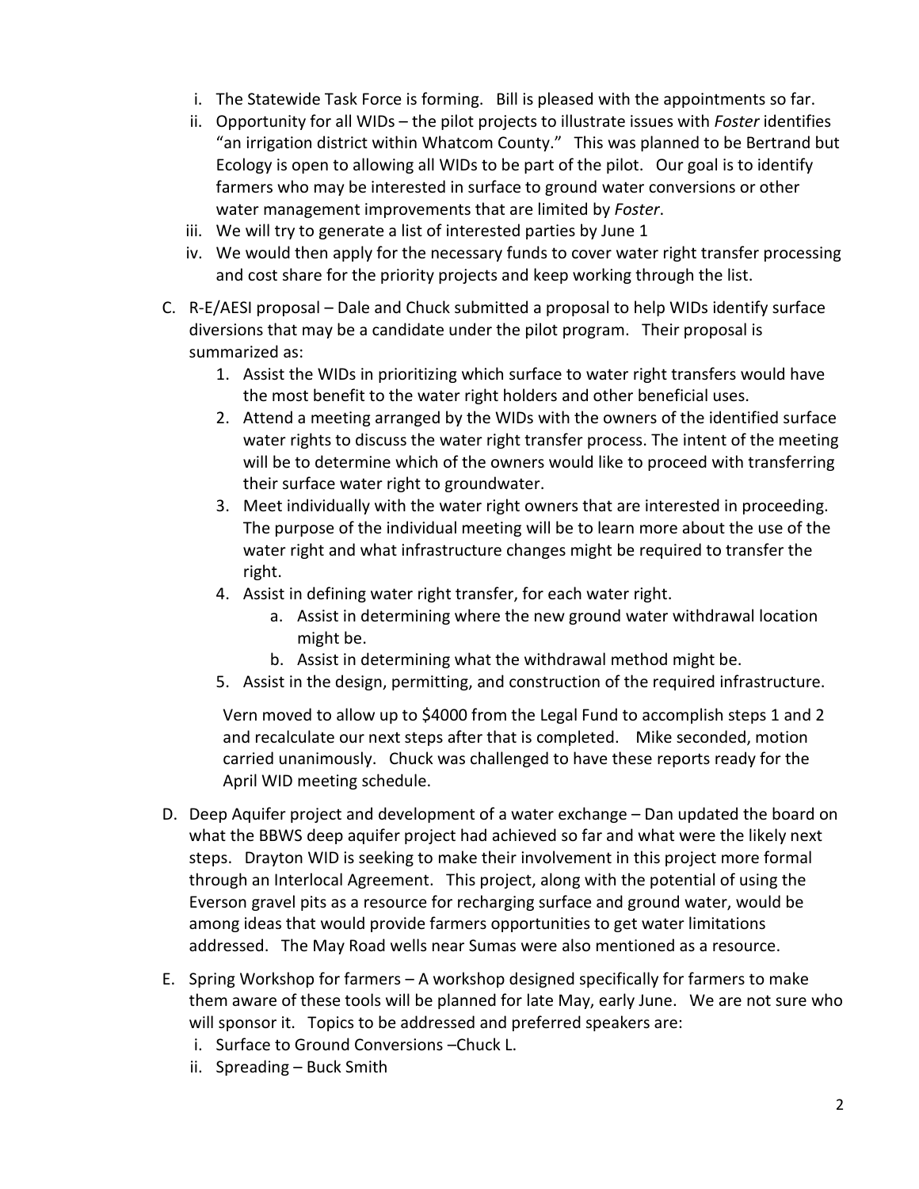i. The Statewide Task Force is forming. Bill is pleased with the appointments so far.
ii. Opportunity for all WIDs – the pilot projects to illustrate issues with *Foster* identifies "an irrigation district within Whatcom County." This was planned to be Bertrand but Ecology is open to allowing all WIDs to be part of the pilot. Our goal is to identify farmers who may be interested in surface to ground water conversions or other water management improvements that are limited by *Foster*.
iii. We will try to generate a list of interested parties by June 1
iv. We would then apply for the necessary funds to cover water right transfer processing and cost share for the priority projects and keep working through the list.

C. R-E/AESI proposal – Dale and Chuck submitted a proposal to help WIDs identify surface diversions that may be a candidate under the pilot program. Their proposal is summarized as:

1. Assist the WIDs in prioritizing which surface to water right transfers would have the most benefit to the water right holders and other beneficial uses.
2. Attend a meeting arranged by the WIDs with the owners of the identified surface water rights to discuss the water right transfer process. The intent of the meeting will be to determine which of the owners would like to proceed with transferring their surface water right to groundwater.
3. Meet individually with the water right owners that are interested in proceeding. The purpose of the individual meeting will be to learn more about the use of the water right and what infrastructure changes might be required to transfer the right.
4. Assist in defining water right transfer, for each water right.
   a. Assist in determining where the new ground water withdrawal location might be.
   b. Assist in determining what the withdrawal method might be.
5. Assist in the design, permitting, and construction of the required infrastructure.

Vern moved to allow up to $4000 from the Legal Fund to accomplish steps 1 and 2 and recalculate our next steps after that is completed. Mike seconded, motion carried unanimously. Chuck was challenged to have these reports ready for the April WID meeting schedule.

D. Deep Aquifer project and development of a water exchange – Dan updated the board on what the BBWS deep aquifer project had achieved so far and what were the likely next steps. Drayton WID is seeking to make their involvement in this project more formal through an Interlocal Agreement. This project, along with the potential of using the Everson gravel pits as a resource for recharging surface and ground water, would be among ideas that would provide farmers opportunities to get water limitations addressed. The May Road wells near Sumas were also mentioned as a resource.

E. Spring Workshop for farmers – A workshop designed specifically for farmers to make them aware of these tools will be planned for late May, early June. We are not sure who will sponsor it. Topics to be addressed and preferred speakers are:

i. Surface to Ground Conversions –Chuck L.
ii. Spreading – Buck Smith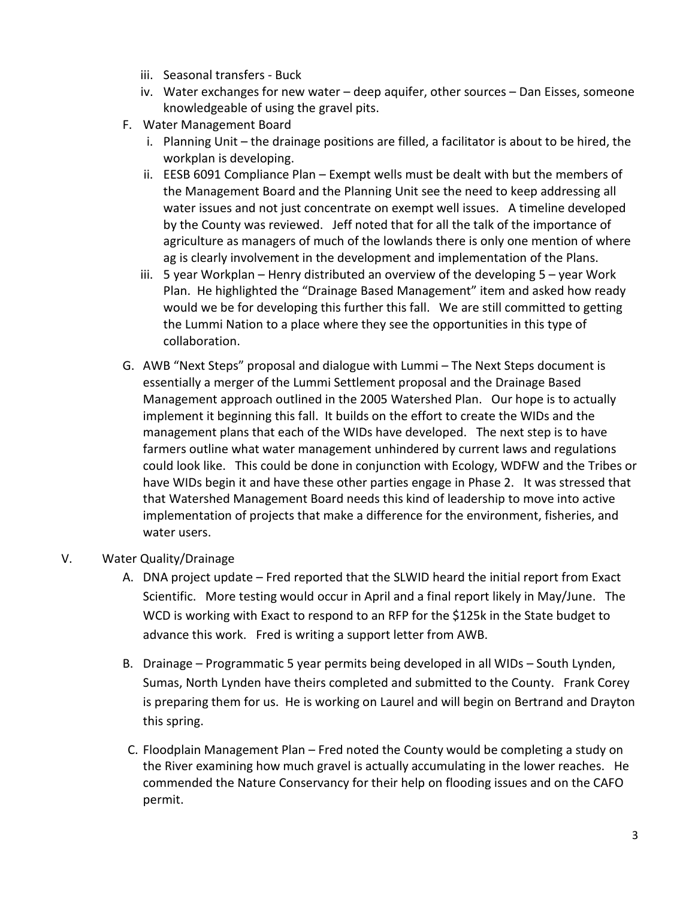iii. Seasonal transfers - Buck
   iv. Water exchanges for new water – deep aquifer, other sources – Dan Eisses, someone knowledgeable of using the gravel pits.

F. Water Management Board
   i. Planning Unit – the drainage positions are filled, a facilitator is about to be hired, the workplan is developing.
   ii. EESB 6091 Compliance Plan – Exempt wells must be dealt with but the members of the Management Board and the Planning Unit see the need to keep addressing all water issues and not just concentrate on exempt well issues. A timeline developed by the County was reviewed. Jeff noted that for all the talk of the importance of agriculture as managers of much of the lowlands there is only one mention of where ag is clearly involvement in the development and implementation of the Plans.
   iii. 5 year Workplan – Henry distributed an overview of the developing 5 – year Work Plan. He highlighted the "Drainage Based Management" item and asked how ready would we be for developing this further this fall. We are still committed to getting the Lummi Nation to a place where they see the opportunities in this type of collaboration.

G. AWB "Next Steps" proposal and dialogue with Lummi – The Next Steps document is essentially a merger of the Lummi Settlement proposal and the Drainage Based Management approach outlined in the 2005 Watershed Plan. Our hope is to actually implement it beginning this fall. It builds on the effort to create the WIDs and the management plans that each of the WIDs have developed. The next step is to have farmers outline what water management unhindered by current laws and regulations could look like. This could be done in conjunction with Ecology, WDFW and the Tribes or have WIDs begin it and have these other parties engage in Phase 2. It was stressed that that Watershed Management Board needs this kind of leadership to move into active implementation of projects that make a difference for the environment, fisheries, and water users.

V. Water Quality/Drainage

A. DNA project update – Fred reported that the SLWID heard the initial report from Exact Scientific. More testing would occur in April and a final report likely in May/June. The WCD is working with Exact to respond to an RFP for the $125k in the State budget to advance this work. Fred is writing a support letter from AWB.

B. Drainage – Programmatic 5 year permits being developed in all WIDs – South Lynden, Sumas, North Lynden have theirs completed and submitted to the County. Frank Corey is preparing them for us. He is working on Laurel and will begin on Bertrand and Drayton this spring.

C. Floodplain Management Plan – Fred noted the County would be completing a study on the River examining how much gravel is actually accumulating in the lower reaches. He commended the Nature Conservancy for their help on flooding issues and on the CAFO permit.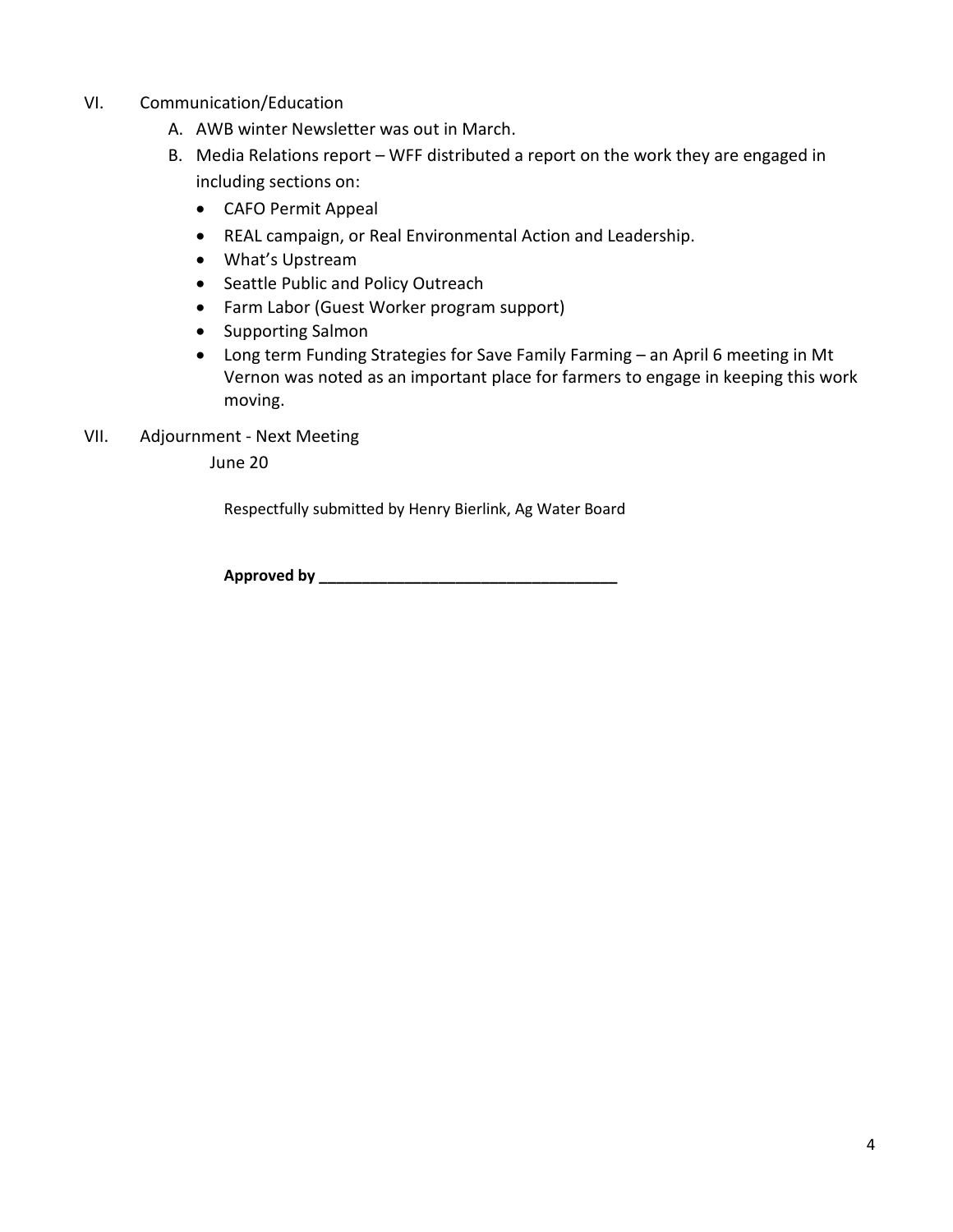VI. Communication/Education

A. AWB winter Newsletter was out in March.

B. Media Relations report – WFF distributed a report on the work they are engaged in including sections on:

- CAFO Permit Appeal
- REAL campaign, or Real Environmental Action and Leadership.
- What's Upstream
- Seattle Public and Policy Outreach
- Farm Labor (Guest Worker program support)
- Supporting Salmon
- Long term Funding Strategies for Save Family Farming – an April 6 meeting in Mt Vernon was noted as an important place for farmers to engage in keeping this work moving.

VII. Adjournment - Next Meeting

June 20

Respectfully submitted by Henry Bierlink, Ag Water Board

**Approved by ___________________________________**